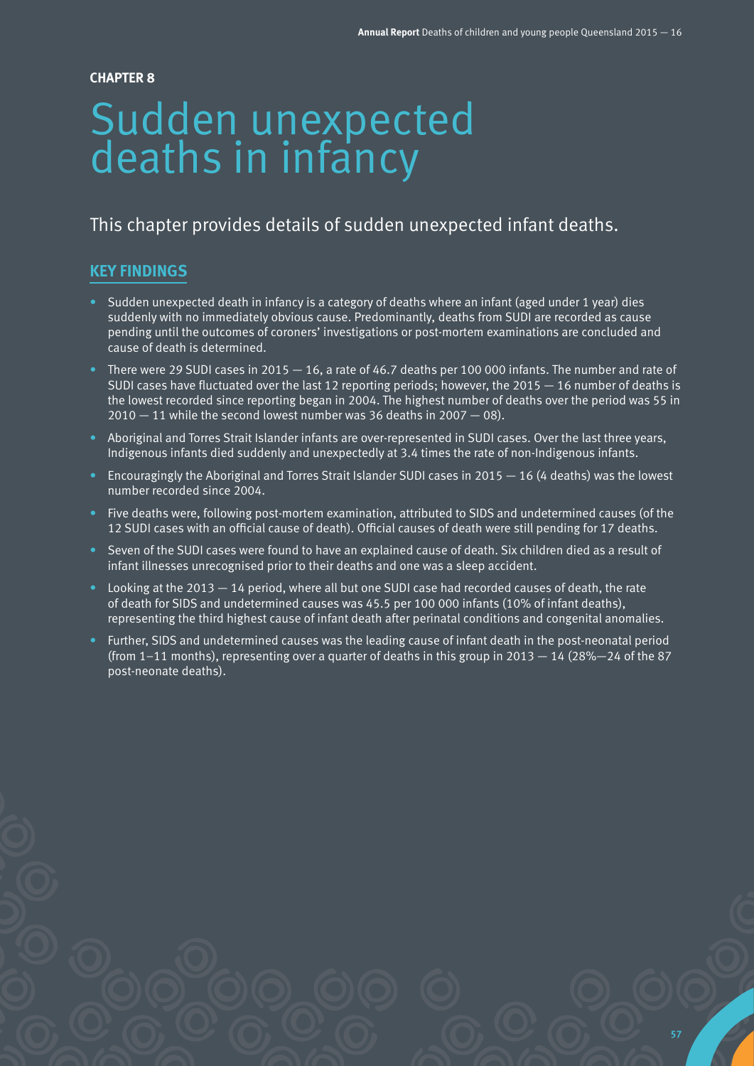**CHAPTER 8**

# Sudden unexpected deaths in infancy

## This chapter provides details of sudden unexpected infant deaths.

### KEY FINDINGS

- Sudden unexpected death in infancy is a category of deaths where an infant (aged under 1 year) dies suddenly with no immediately obvious cause. Predominantly, deaths from SUDI are recorded as cause pending until the outcomes of coroners' investigations or post-mortem examinations are concluded and cause of death is determined.
- There were 29 SUDI cases in 2015 — 16, a rate of 46.7 deaths per 100 000 infants. The number and rate of SUDI cases have fluctuated over the last 12 reporting periods; however, the 2015 — 16 number of deaths is the lowest recorded since reporting began in 2004. The highest number of deaths over the period was 55 in 2010 — 11 while the second lowest number was 36 deaths in 2007 — 08).
- Aboriginal and Torres Strait Islander infants are over-represented in SUDI cases. Over the last three years, Indigenous infants died suddenly and unexpectedly at 3.4 times the rate of non-Indigenous infants.
- Encouragingly the Aboriginal and Torres Strait Islander SUDI cases in 2015 — 16 (4 deaths) was the lowest number recorded since 2004.
- Five deaths were, following post-mortem examination, attributed to SIDS and undetermined causes (of the 12 SUDI cases with an official cause of death). Official causes of death were still pending for 17 deaths.
- Seven of the SUDI cases were found to have an explained cause of death. Six children died as a result of infant illnesses unrecognised prior to their deaths and one was a sleep accident.
- Looking at the 2013 — 14 period, where all but one SUDI case had recorded causes of death, the rate of death for SIDS and undetermined causes was 45.5 per 100 000 infants (10% of infant deaths), representing the third highest cause of infant death after perinatal conditions and congenital anomalies.
- Further, SIDS and undetermined causes was the leading cause of infant death in the post-neonatal period (from 1–11 months), representing over a quarter of deaths in this group in 2013 — 14 (28%—24 of the 87 post-neonate deaths).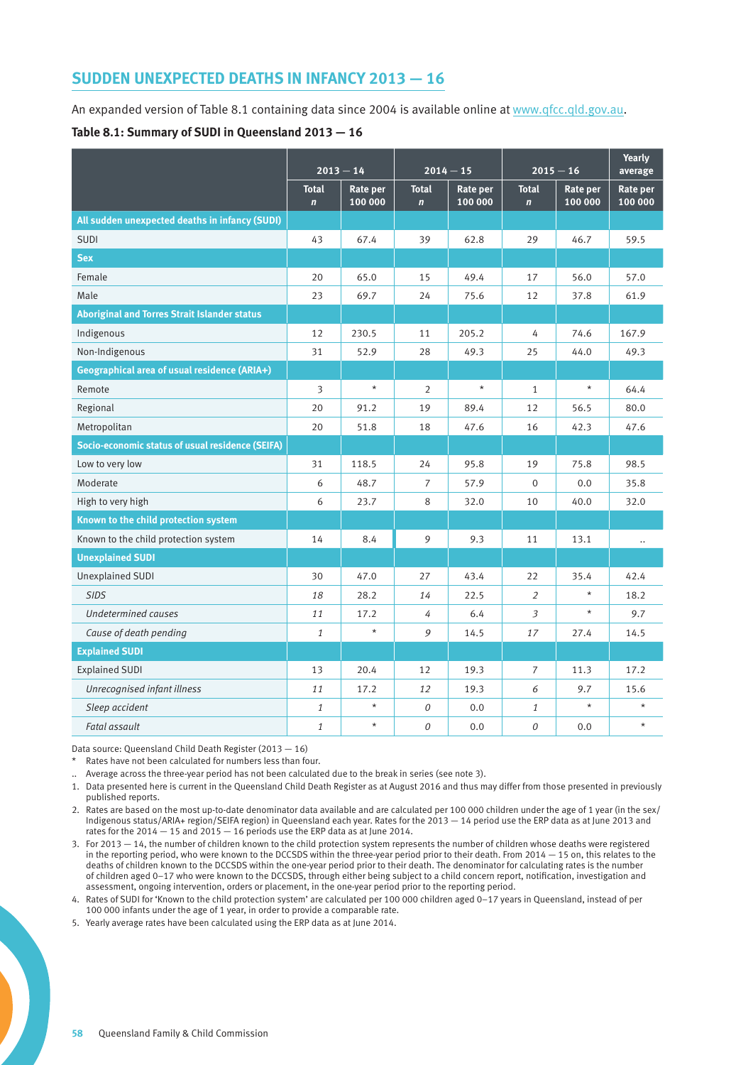## SUDDEN UNEXPECTED DEATHS IN INFANCY 2013 — 16

An expanded version of Table 8.1 containing data since 2004 is available online at www.qfcc.qld.gov.au.

**Table 8.1: Summary of SUDI in Queensland 2013 — 16**

| | 2013 — 14 | | 2014 — 15 | | 2015 — 16 | | Yearly average |
|---|---|---|---|---|---|---|---|
| | Total *n* | Rate per 100 000 | Total *n* | Rate per 100 000 | Total *n* | Rate per 100 000 | Rate per 100 000 |
| **All sudden unexpected deaths in infancy (SUDI)** | | | | | | | |
| SUDI | 43 | 67.4 | 39 | 62.8 | 29 | 46.7 | 59.5 |
| **Sex** | | | | | | | |
| Female | 20 | 65.0 | 15 | 49.4 | 17 | 56.0 | 57.0 |
| Male | 23 | 69.7 | 24 | 75.6 | 12 | 37.8 | 61.9 |
| **Aboriginal and Torres Strait Islander status** | | | | | | | |
| Indigenous | 12 | 230.5 | 11 | 205.2 | 4 | 74.6 | 167.9 |
| Non-Indigenous | 31 | 52.9 | 28 | 49.3 | 25 | 44.0 | 49.3 |
| **Geographical area of usual residence (ARIA+)** | | | | | | | |
| Remote | 3 | * | 2 | * | 1 | * | 64.4 |
| Regional | 20 | 91.2 | 19 | 89.4 | 12 | 56.5 | 80.0 |
| Metropolitan | 20 | 51.8 | 18 | 47.6 | 16 | 42.3 | 47.6 |
| **Socio-economic status of usual residence (SEIFA)** | | | | | | | |
| Low to very low | 31 | 118.5 | 24 | 95.8 | 19 | 75.8 | 98.5 |
| Moderate | 6 | 48.7 | 7 | 57.9 | 0 | 0.0 | 35.8 |
| High to very high | 6 | 23.7 | 8 | 32.0 | 10 | 40.0 | 32.0 |
| **Known to the child protection system** | | | | | | | |
| Known to the child protection system | 14 | 8.4 | 9 | 9.3 | 11 | 13.1 | .. |
| **Unexplained SUDI** | | | | | | | |
| Unexplained SUDI | 30 | 47.0 | 27 | 43.4 | 22 | 35.4 | 42.4 |
| *SIDS* | *18* | 28.2 | *14* | 22.5 | *2* | * | 18.2 |
| *Undetermined causes* | *11* | 17.2 | *4* | 6.4 | *3* | * | 9.7 |
| *Cause of death pending* | *1* | * | *9* | 14.5 | *17* | 27.4 | 14.5 |
| **Explained SUDI** | | | | | | | |
| Explained SUDI | 13 | 20.4 | 12 | 19.3 | 7 | 11.3 | 17.2 |
| *Unrecognised infant illness* | *11* | 17.2 | *12* | 19.3 | *6* | 9.7 | 15.6 |
| *Sleep accident* | *1* | * | *0* | 0.0 | *1* | * | * |
| *Fatal assault* | *1* | * | *0* | 0.0 | *0* | 0.0 | * |

Data source: Queensland Child Death Register (2013 — 16)

\* Rates have not been calculated for numbers less than four.

.. Average across the three-year period has not been calculated due to the break in series (see note 3).

1. Data presented here is current in the Queensland Child Death Register as at August 2016 and thus may differ from those presented in previously published reports.
2. Rates are based on the most up-to-date denominator data available and are calculated per 100 000 children under the age of 1 year (in the sex/Indigenous status/ARIA+ region/SEIFA region) in Queensland each year. Rates for the 2013 — 14 period use the ERP data as at June 2013 and rates for the 2014 — 15 and 2015 — 16 periods use the ERP data as at June 2014.
3. For 2013 — 14, the number of children known to the child protection system represents the number of children whose deaths were registered in the reporting period, who were known to the DCCSDS within the three-year period prior to their death. From 2014 — 15 on, this relates to the deaths of children known to the DCCSDS within the one-year period prior to their death. The denominator for calculating rates is the number of children aged 0–17 who were known to the DCCSDS, through either being subject to a child concern report, notification, investigation and assessment, ongoing intervention, orders or placement, in the one-year period prior to the reporting period.
4. Rates of SUDI for 'Known to the child protection system' are calculated per 100 000 children aged 0–17 years in Queensland, instead of per 100 000 infants under the age of 1 year, in order to provide a comparable rate.
5. Yearly average rates have been calculated using the ERP data as at June 2014.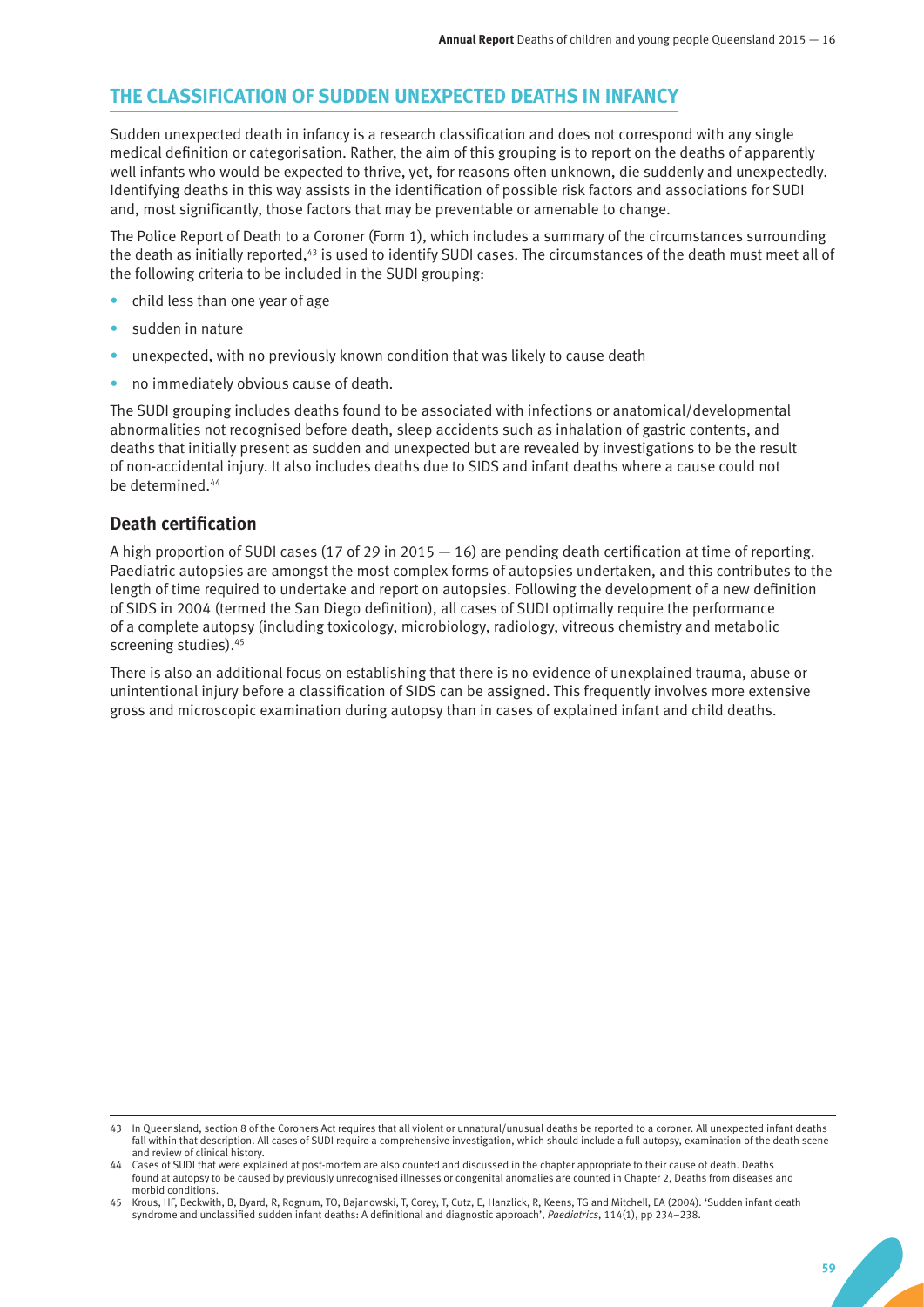## THE CLASSIFICATION OF SUDDEN UNEXPECTED DEATHS IN INFANCY

Sudden unexpected death in infancy is a research classification and does not correspond with any single medical definition or categorisation. Rather, the aim of this grouping is to report on the deaths of apparently well infants who would be expected to thrive, yet, for reasons often unknown, die suddenly and unexpectedly. Identifying deaths in this way assists in the identification of possible risk factors and associations for SUDI and, most significantly, those factors that may be preventable or amenable to change.

The Police Report of Death to a Coroner (Form 1), which includes a summary of the circumstances surrounding the death as initially reported,[43] is used to identify SUDI cases. The circumstances of the death must meet all of the following criteria to be included in the SUDI grouping:

- child less than one year of age
- sudden in nature
- unexpected, with no previously known condition that was likely to cause death
- no immediately obvious cause of death.

The SUDI grouping includes deaths found to be associated with infections or anatomical/developmental abnormalities not recognised before death, sleep accidents such as inhalation of gastric contents, and deaths that initially present as sudden and unexpected but are revealed by investigations to be the result of non-accidental injury. It also includes deaths due to SIDS and infant deaths where a cause could not be determined.[44]

### Death certification

A high proportion of SUDI cases (17 of 29 in 2015 — 16) are pending death certification at time of reporting. Paediatric autopsies are amongst the most complex forms of autopsies undertaken, and this contributes to the length of time required to undertake and report on autopsies. Following the development of a new definition of SIDS in 2004 (termed the San Diego definition), all cases of SUDI optimally require the performance of a complete autopsy (including toxicology, microbiology, radiology, vitreous chemistry and metabolic screening studies).[45]

There is also an additional focus on establishing that there is no evidence of unexplained trauma, abuse or unintentional injury before a classification of SIDS can be assigned. This frequently involves more extensive gross and microscopic examination during autopsy than in cases of explained infant and child deaths.

---

43 In Queensland, section 8 of the Coroners Act requires that all violent or unnatural/unusual deaths be reported to a coroner. All unexpected infant deaths fall within that description. All cases of SUDI require a comprehensive investigation, which should include a full autopsy, examination of the death scene and review of clinical history.

44 Cases of SUDI that were explained at post-mortem are also counted and discussed in the chapter appropriate to their cause of death. Deaths found at autopsy to be caused by previously unrecognised illnesses or congenital anomalies are counted in Chapter 2, Deaths from diseases and morbid conditions.

45 Krous, HF, Beckwith, B, Byard, R, Rognum, TO, Bajanowski, T, Corey, T, Cutz, E, Hanzlick, R, Keens, TG and Mitchell, EA (2004). 'Sudden infant death syndrome and unclassified sudden infant deaths: A definitional and diagnostic approach', *Paediatrics*, 114(1), pp 234–238.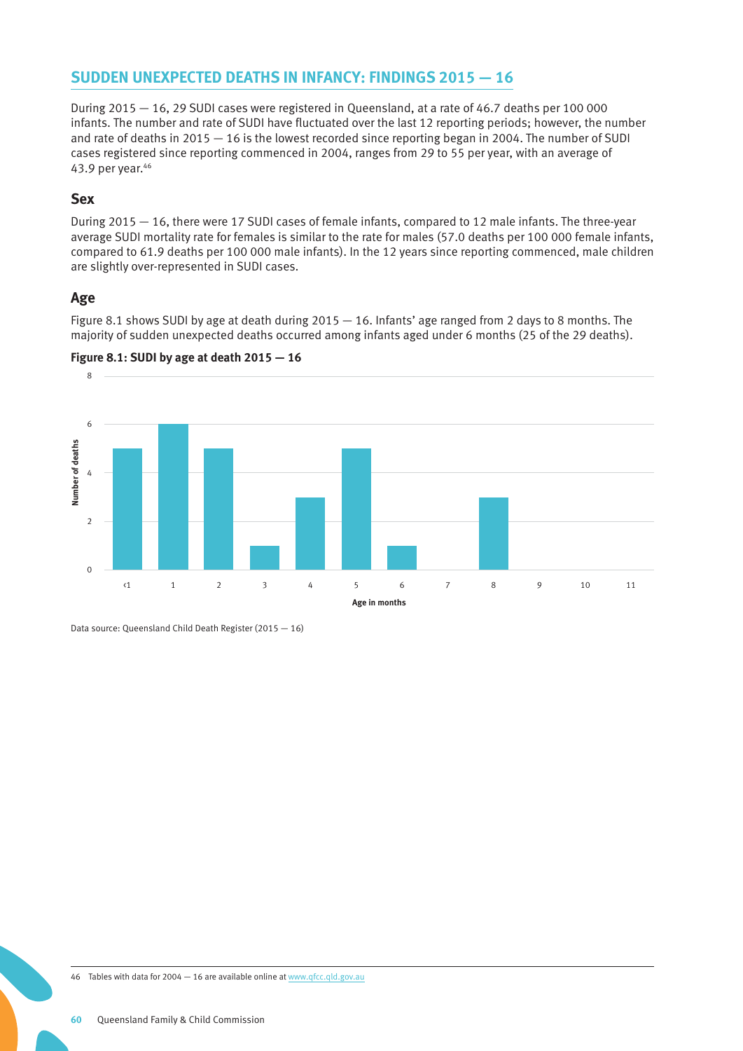## SUDDEN UNEXPECTED DEATHS IN INFANCY: FINDINGS 2015 — 16

During 2015 — 16, 29 SUDI cases were registered in Queensland, at a rate of 46.7 deaths per 100 000 infants. The number and rate of SUDI have fluctuated over the last 12 reporting periods; however, the number and rate of deaths in 2015 — 16 is the lowest recorded since reporting began in 2004. The number of SUDI cases registered since reporting commenced in 2004, ranges from 29 to 55 per year, with an average of 43.9 per year.[46]

### Sex

During 2015 — 16, there were 17 SUDI cases of female infants, compared to 12 male infants. The three-year average SUDI mortality rate for females is similar to the rate for males (57.0 deaths per 100 000 female infants, compared to 61.9 deaths per 100 000 male infants). In the 12 years since reporting commenced, male children are slightly over-represented in SUDI cases.

### Age

Figure 8.1 shows SUDI by age at death during 2015 — 16. Infants' age ranged from 2 days to 8 months. The majority of sudden unexpected deaths occurred among infants aged under 6 months (25 of the 29 deaths).

**Figure 8.1: SUDI by age at death 2015 — 16**

| Age in months | Number of deaths |
|---|---|
| <1 | 5 |
| 1 | 6 |
| 2 | 5 |
| 3 | 1 |
| 4 | 3 |
| 5 | 5 |
| 6 | 1 |
| 7 | 0 |
| 8 | 3 |
| 9 | 0 |
| 10 | 0 |
| 11 | 0 |

Data source: Queensland Child Death Register (2015 — 16)

46 Tables with data for 2004 — 16 are available online at www.qfcc.qld.gov.au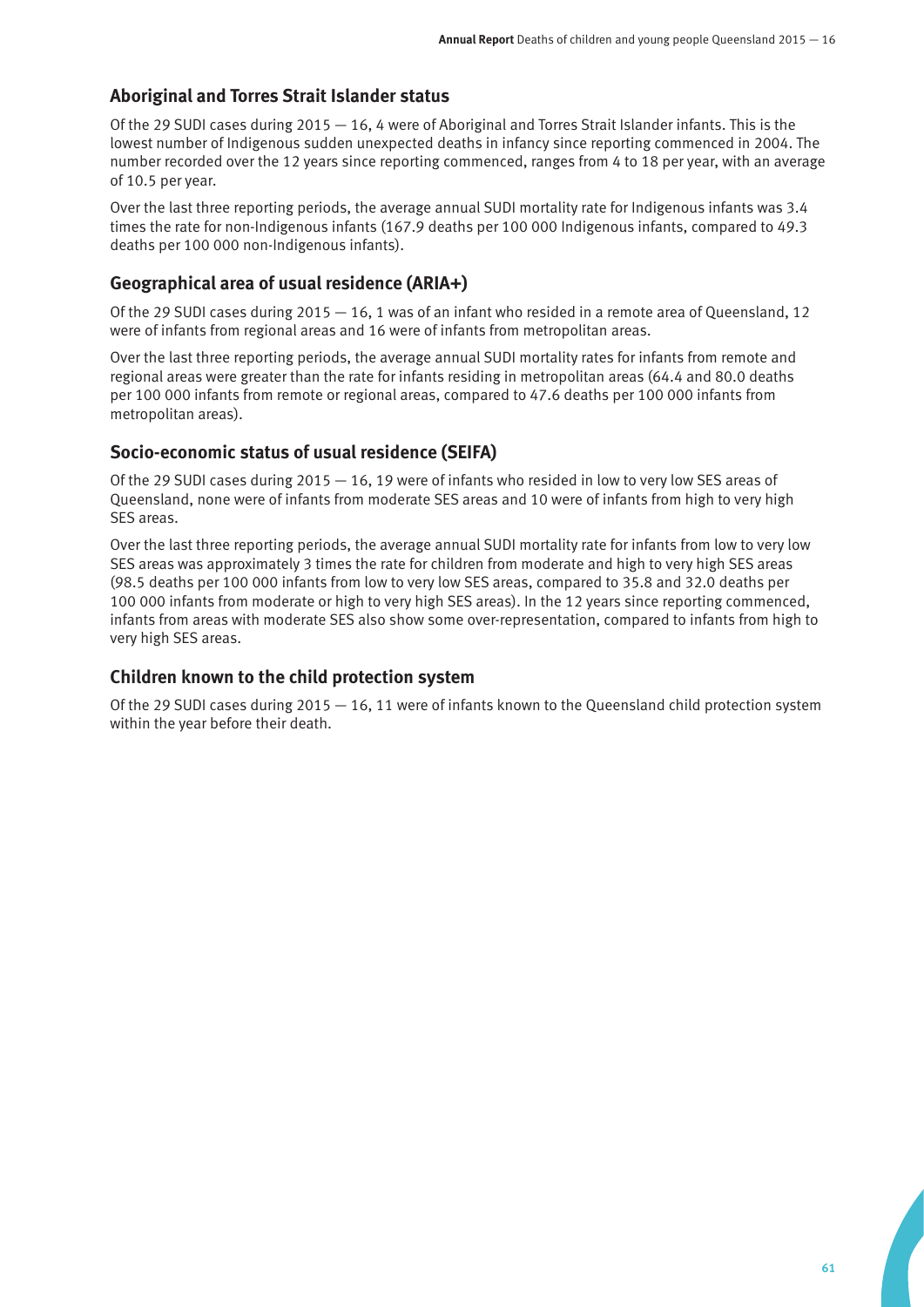### Aboriginal and Torres Strait Islander status

Of the 29 SUDI cases during 2015 — 16, 4 were of Aboriginal and Torres Strait Islander infants. This is the lowest number of Indigenous sudden unexpected deaths in infancy since reporting commenced in 2004. The number recorded over the 12 years since reporting commenced, ranges from 4 to 18 per year, with an average of 10.5 per year.

Over the last three reporting periods, the average annual SUDI mortality rate for Indigenous infants was 3.4 times the rate for non-Indigenous infants (167.9 deaths per 100 000 Indigenous infants, compared to 49.3 deaths per 100 000 non-Indigenous infants).

### Geographical area of usual residence (ARIA+)

Of the 29 SUDI cases during 2015 — 16, 1 was of an infant who resided in a remote area of Queensland, 12 were of infants from regional areas and 16 were of infants from metropolitan areas.

Over the last three reporting periods, the average annual SUDI mortality rates for infants from remote and regional areas were greater than the rate for infants residing in metropolitan areas (64.4 and 80.0 deaths per 100 000 infants from remote or regional areas, compared to 47.6 deaths per 100 000 infants from metropolitan areas).

### Socio-economic status of usual residence (SEIFA)

Of the 29 SUDI cases during 2015 — 16, 19 were of infants who resided in low to very low SES areas of Queensland, none were of infants from moderate SES areas and 10 were of infants from high to very high SES areas.

Over the last three reporting periods, the average annual SUDI mortality rate for infants from low to very low SES areas was approximately 3 times the rate for children from moderate and high to very high SES areas (98.5 deaths per 100 000 infants from low to very low SES areas, compared to 35.8 and 32.0 deaths per 100 000 infants from moderate or high to very high SES areas). In the 12 years since reporting commenced, infants from areas with moderate SES also show some over-representation, compared to infants from high to very high SES areas.

### Children known to the child protection system

Of the 29 SUDI cases during 2015 — 16, 11 were of infants known to the Queensland child protection system within the year before their death.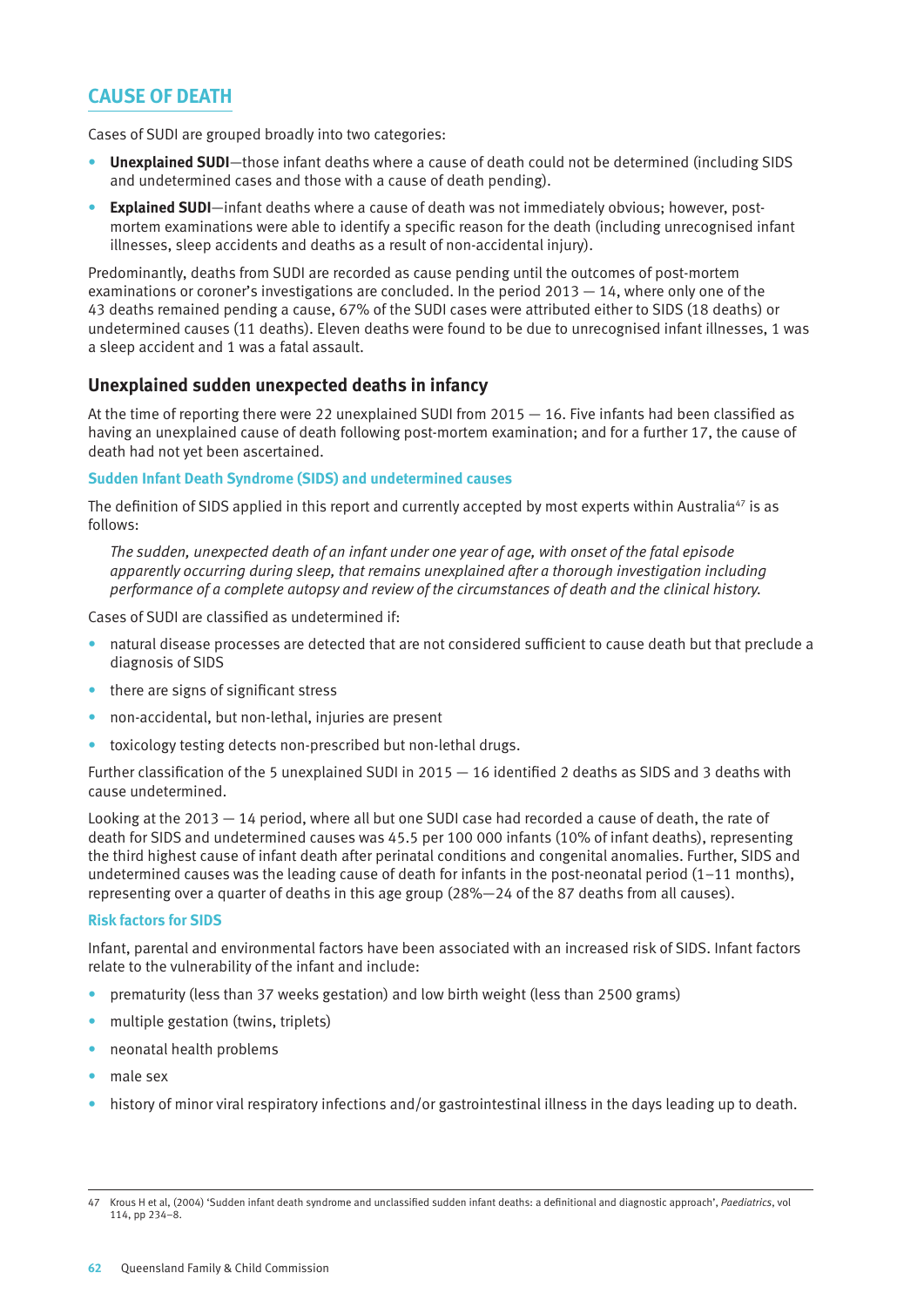## CAUSE OF DEATH

Cases of SUDI are grouped broadly into two categories:

- **Unexplained SUDI**—those infant deaths where a cause of death could not be determined (including SIDS and undetermined cases and those with a cause of death pending).
- **Explained SUDI**—infant deaths where a cause of death was not immediately obvious; however, post-mortem examinations were able to identify a specific reason for the death (including unrecognised infant illnesses, sleep accidents and deaths as a result of non-accidental injury).

Predominantly, deaths from SUDI are recorded as cause pending until the outcomes of post-mortem examinations or coroner's investigations are concluded. In the period 2013 — 14, where only one of the 43 deaths remained pending a cause, 67% of the SUDI cases were attributed either to SIDS (18 deaths) or undetermined causes (11 deaths). Eleven deaths were found to be due to unrecognised infant illnesses, 1 was a sleep accident and 1 was a fatal assault.

### Unexplained sudden unexpected deaths in infancy

At the time of reporting there were 22 unexplained SUDI from 2015 — 16. Five infants had been classified as having an unexplained cause of death following post-mortem examination; and for a further 17, the cause of death had not yet been ascertained.

#### Sudden Infant Death Syndrome (SIDS) and undetermined causes

The definition of SIDS applied in this report and currently accepted by most experts within Australia[47] is as follows:

> *The sudden, unexpected death of an infant under one year of age, with onset of the fatal episode apparently occurring during sleep, that remains unexplained after a thorough investigation including performance of a complete autopsy and review of the circumstances of death and the clinical history.*

Cases of SUDI are classified as undetermined if:

- natural disease processes are detected that are not considered sufficient to cause death but that preclude a diagnosis of SIDS
- there are signs of significant stress
- non-accidental, but non-lethal, injuries are present
- toxicology testing detects non-prescribed but non-lethal drugs.

Further classification of the 5 unexplained SUDI in 2015 — 16 identified 2 deaths as SIDS and 3 deaths with cause undetermined.

Looking at the 2013 — 14 period, where all but one SUDI case had recorded a cause of death, the rate of death for SIDS and undetermined causes was 45.5 per 100 000 infants (10% of infant deaths), representing the third highest cause of infant death after perinatal conditions and congenital anomalies. Further, SIDS and undetermined causes was the leading cause of death for infants in the post-neonatal period (1–11 months), representing over a quarter of deaths in this age group (28%—24 of the 87 deaths from all causes).

#### Risk factors for SIDS

Infant, parental and environmental factors have been associated with an increased risk of SIDS. Infant factors relate to the vulnerability of the infant and include:

- prematurity (less than 37 weeks gestation) and low birth weight (less than 2500 grams)
- multiple gestation (twins, triplets)
- neonatal health problems
- male sex
- history of minor viral respiratory infections and/or gastrointestinal illness in the days leading up to death.

---

47 Krous H et al, (2004) 'Sudden infant death syndrome and unclassified sudden infant deaths: a definitional and diagnostic approach', *Paediatrics*, vol 114, pp 234–8.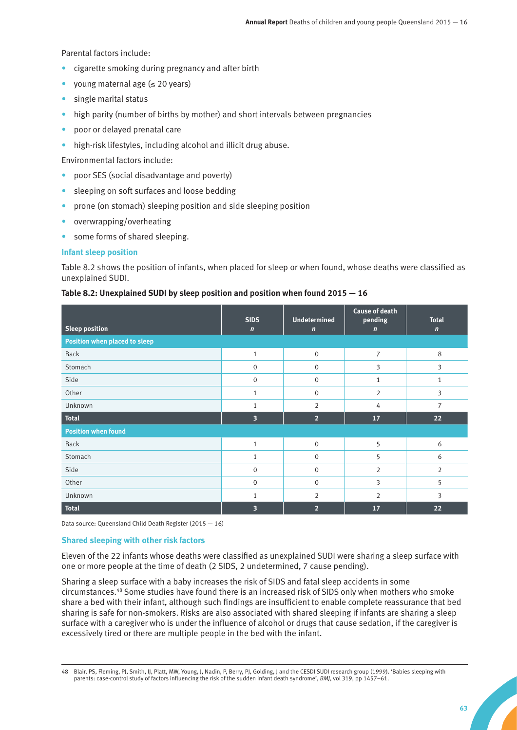Parental factors include:

- cigarette smoking during pregnancy and after birth
- young maternal age (≤ 20 years)
- single marital status
- high parity (number of births by mother) and short intervals between pregnancies
- poor or delayed prenatal care
- high-risk lifestyles, including alcohol and illicit drug abuse.

Environmental factors include:

- poor SES (social disadvantage and poverty)
- sleeping on soft surfaces and loose bedding
- prone (on stomach) sleeping position and side sleeping position
- overwrapping/overheating
- some forms of shared sleeping.

### Infant sleep position

Table 8.2 shows the position of infants, when placed for sleep or when found, whose deaths were classified as unexplained SUDI.

**Table 8.2: Unexplained SUDI by sleep position and position when found 2015 — 16**

| Sleep position | SIDS *n* | Undetermined *n* | Cause of death pending *n* | Total *n* |
|---|---|---|---|---|
| **Position when placed to sleep** | | | | |
| Back | 1 | 0 | 7 | 8 |
| Stomach | 0 | 0 | 3 | 3 |
| Side | 0 | 0 | 1 | 1 |
| Other | 1 | 0 | 2 | 3 |
| Unknown | 1 | 2 | 4 | 7 |
| **Total** | **3** | **2** | **17** | **22** |
| **Position when found** | | | | |
| Back | 1 | 0 | 5 | 6 |
| Stomach | 1 | 0 | 5 | 6 |
| Side | 0 | 0 | 2 | 2 |
| Other | 0 | 0 | 3 | 5 |
| Unknown | 1 | 2 | 2 | 3 |
| **Total** | **3** | **2** | **17** | **22** |

Data source: Queensland Child Death Register (2015 — 16)

### Shared sleeping with other risk factors

Eleven of the 22 infants whose deaths were classified as unexplained SUDI were sharing a sleep surface with one or more people at the time of death (2 SIDS, 2 undetermined, 7 cause pending).

Sharing a sleep surface with a baby increases the risk of SIDS and fatal sleep accidents in some circumstances.[48] Some studies have found there is an increased risk of SIDS only when mothers who smoke share a bed with their infant, although such findings are insufficient to enable complete reassurance that bed sharing is safe for non-smokers. Risks are also associated with shared sleeping if infants are sharing a sleep surface with a caregiver who is under the influence of alcohol or drugs that cause sedation, if the caregiver is excessively tired or there are multiple people in the bed with the infant.

48 Blair, PS, Fleming, PJ, Smith, IJ, Platt, MW, Young, J, Nadin, P, Berry, PJ, Golding, J and the CESDI SUDI research group (1999). 'Babies sleeping with parents: case-control study of factors influencing the risk of the sudden infant death syndrome', *BMJ*, vol 319, pp 1457–61.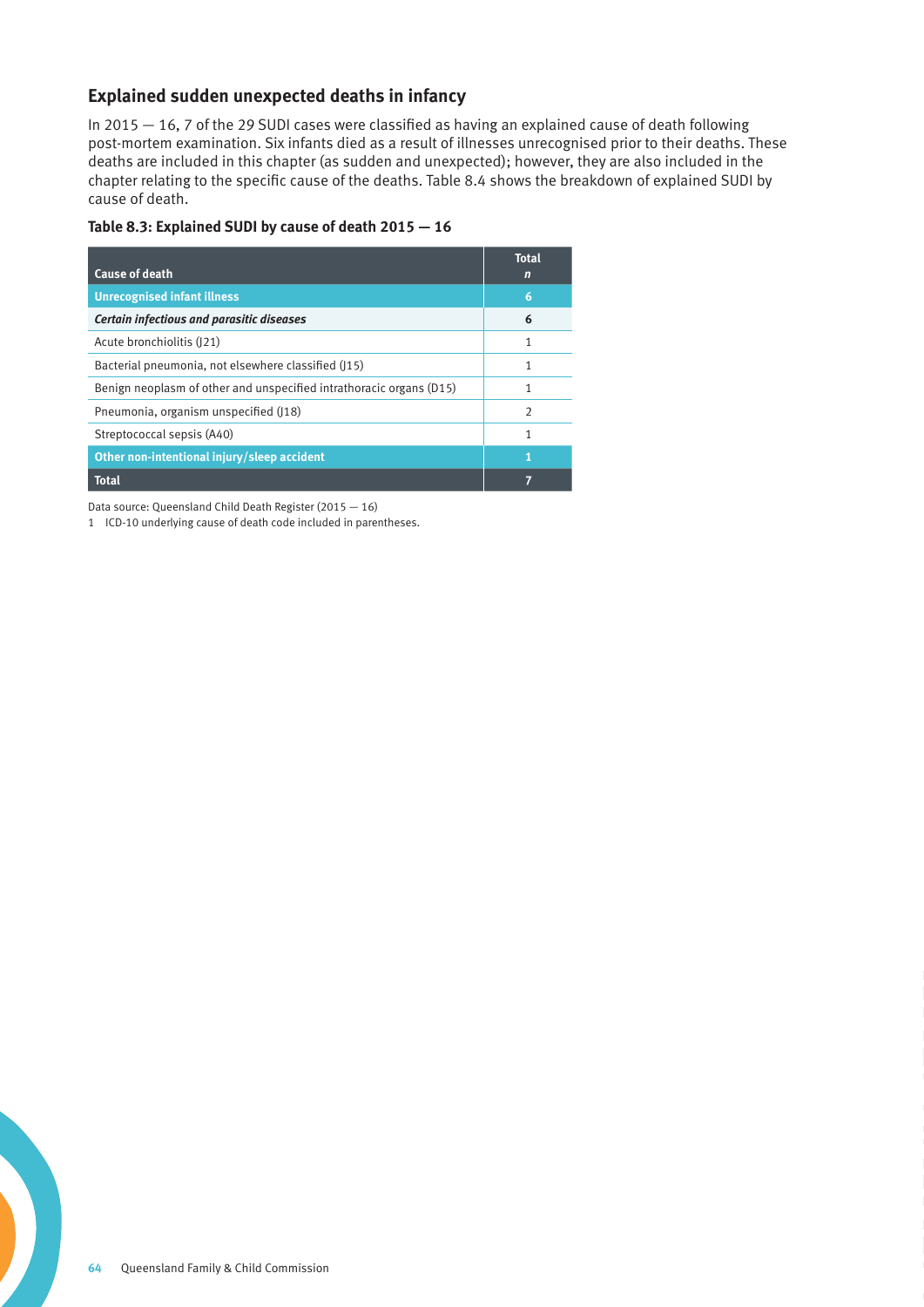## Explained sudden unexpected deaths in infancy

In 2015 — 16, 7 of the 29 SUDI cases were classified as having an explained cause of death following post-mortem examination. Six infants died as a result of illnesses unrecognised prior to their deaths. These deaths are included in this chapter (as sudden and unexpected); however, they are also included in the chapter relating to the specific cause of the deaths. Table 8.4 shows the breakdown of explained SUDI by cause of death.

### Table 8.3: Explained SUDI by cause of death 2015 — 16

| Cause of death | Total *n* |
|---|---|
| **Unrecognised infant illness** | **6** |
| ***Certain infectious and parasitic diseases*** | **6** |
| Acute bronchiolitis (J21) | 1 |
| Bacterial pneumonia, not elsewhere classified (J15) | 1 |
| Benign neoplasm of other and unspecified intrathoracic organs (D15) | 1 |
| Pneumonia, organism unspecified (J18) | 2 |
| Streptococcal sepsis (A40) | 1 |
| **Other non-intentional injury/sleep accident** | **1** |
| **Total** | **7** |

Data source: Queensland Child Death Register (2015 — 16)

1 ICD-10 underlying cause of death code included in parentheses.